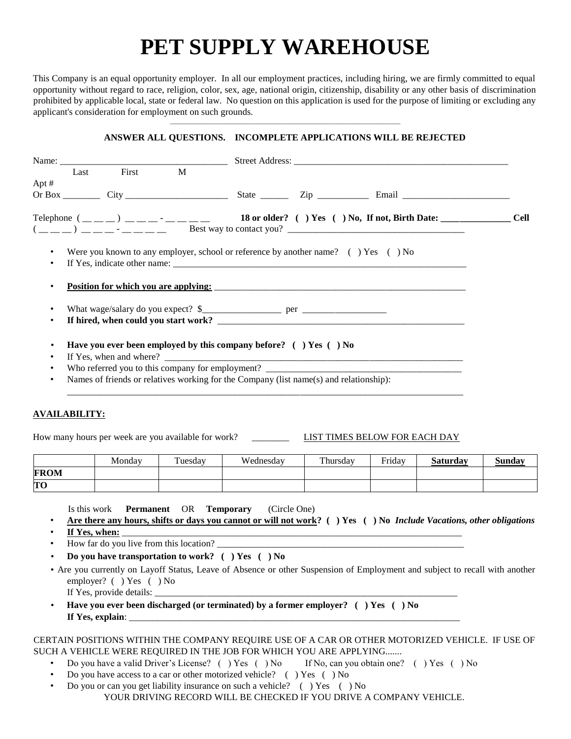# PET SUPPLY WAREHOUSE

This Company is an equal opportunity employer. In all our employment practices, including hiring, we are firmly committed to equal opportunity without regard to race, religion, color, sex, age, national origin, citizenship, disability or any other basis of discrimination prohibited by applicable local, state or federal law. No question on this application is used for the purpose of limiting or excluding any applicant's consideration for employment on such grounds.

**ANSWER ALL QUESTIONS. INCOMPLETE APPLICATIONS WILL BE REJECTED**

Name: ___________________________________ Street Address: _______________________________________________
Last First M

Apt #
Or Box ________ City ______________________ State ______ Zip ___________ Email _______________________

Telephone ( __ __ __ ) __ __ __ - __ __ __ __ **18 or older? ( ) Yes ( ) No, If not, Birth Date: _______________ Cell** ( __ __ __ ) __ __ __ - __ __ __ __ Best way to contact you? ______________________________________

- Were you known to any employer, school or reference by another name? ( ) Yes ( ) No
- If Yes, indicate other name: ____________________________________________________________________

- **<u>Position for which you are applying:</u>** _________________________________________________________

- What wage/salary do you expect? $_________________ per __________________
- **If hired, when could you start work?** ________________________________________________________

- **Have you ever been employed by this company before? ( ) Yes ( ) No**
- If Yes, when and where? ___________________________________________________________________
- Who referred you to this company for employment? ___________________________________________
- Names of friends or relatives working for the Company (list name(s) and relationship):
  _____________________________________________________________________________________

**<u>AVAILABILITY:</u>**

How many hours per week are you available for work? ________ <u>LIST TIMES BELOW FOR EACH DAY</u>

| | Monday | Tuesday | Wednesday | Thursday | Friday | **<u>Saturday</u>** | **<u>Sunday</u>** |
|---|---|---|---|---|---|---|---|
| **FROM** | | | | | | | |
| **TO** | | | | | | | |

Is this work **Permanent** OR **Temporary** (Circle One)

- **<u>Are there any hours, shifts or days you cannot or will not work</u>? ( ) Yes ( ) No** ***Include Vacations, other obligations***
- **<u>If Yes, when:</u>** ___________________________________________________________________________
- How far do you live from this location? _____________________________________________________
- **Do you have transportation to work? ( ) Yes ( ) No**
- Are you currently on Layoff Status, Leave of Absence or other Suspension of Employment and subject to recall with another employer? ( ) Yes ( ) No
  If Yes, provide details: ______________________________________________________________
- **Have you ever been discharged (or terminated) by a former employer? ( ) Yes ( ) No**
  **If Yes, explain**: ___________________________________________________________________

CERTAIN POSITIONS WITHIN THE COMPANY REQUIRE USE OF A CAR OR OTHER MOTORIZED VEHICLE. IF USE OF SUCH A VEHICLE WERE REQUIRED IN THE JOB FOR WHICH YOU ARE APPLYING.......

- Do you have a valid Driver's License? ( ) Yes ( ) No If No, can you obtain one? ( ) Yes ( ) No
- Do you have access to a car or other motorized vehicle? ( ) Yes ( ) No
- Do you or can you get liability insurance on such a vehicle? ( ) Yes ( ) No

YOUR DRIVING RECORD WILL BE CHECKED IF YOU DRIVE A COMPANY VEHICLE.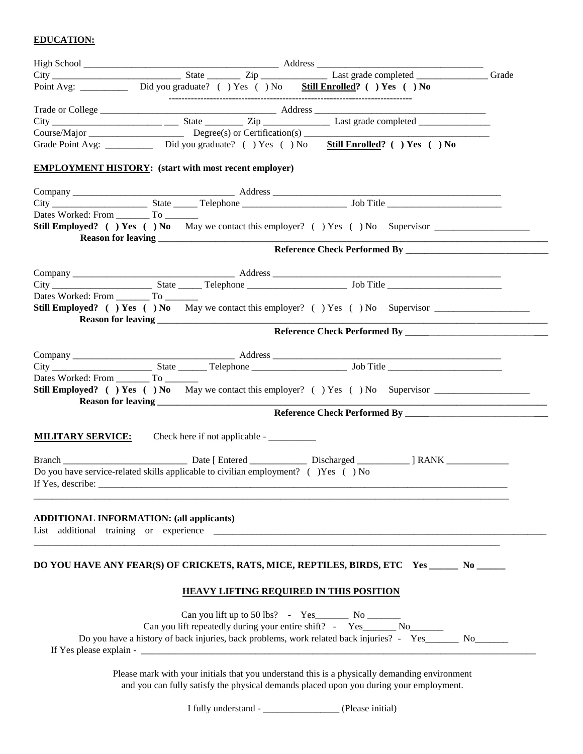**EDUCATION:**

High School ________________________________________ Address ___________________________________
City ___________________________ State _______ Zip ______________ Last grade completed _______________ Grade Point Avg: __________ Did you graduate? ( ) Yes ( ) No **Still Enrolled? ( ) Yes ( ) No**

---

Trade or College _____________________________________ Address _____________________________________
City _______________________ ___ State ________ Zip ______________ Last grade completed _______________
Course/Major ____________________ Degree(s) or Certification(s) _____________________________________
Grade Point Avg: __________ Did you graduate? ( ) Yes ( ) No **Still Enrolled? ( ) Yes ( ) No**

**EMPLOYMENT HISTORY: (start with most recent employer)**

Company __________________________________ Address __________________________________________________
City ____________________ State _____ Telephone ______________________ Job Title ________________________
Dates Worked: From _______ To _______
**Still Employed? ( ) Yes ( ) No** May we contact this employer? ( ) Yes ( ) No Supervisor ____________________
**Reason for leaving** ___________________________________________________________________________
**Reference Check Performed By** _______________________________

Company __________________________________ Address __________________________________________________
City ____________________ State _____ Telephone _____________________ Job Title ________________________
Dates Worked: From _______ To _______
**Still Employed? ( ) Yes ( ) No** May we contact this employer? ( ) Yes ( ) No Supervisor ____________________
**Reason for leaving** ___________________________________________________________________________
**Reference Check Performed By** _______________________________

Company __________________________________ Address __________________________________________________
City ____________________ State ______ Telephone ____________________ Job Title ________________________
Dates Worked: From _______ To _______
**Still Employed? ( ) Yes ( ) No** May we contact this employer? ( ) Yes ( ) No Supervisor ____________________
**Reason for leaving** ___________________________________________________________________________
**Reference Check Performed By** _______________________________

**MILITARY SERVICE:** Check here if not applicable - __________

Branch __________________________ Date [ Entered ____________ Discharged ___________ ] RANK _____________
Do you have service-related skills applicable to civilian employment? ( )Yes ( ) No
If Yes, describe: _______________________________________________________________________________
_____________________________________________________________________________________________

**ADDITIONAL INFORMATION: (all applicants)**
List additional training or experience ___________________________________________________________
_____________________________________________________________________________________________

**DO YOU HAVE ANY FEAR(S) OF CRICKETS, RATS, MICE, REPTILES, BIRDS, ETC Yes ______ No ______**

**HEAVY LIFTING REQUIRED IN THIS POSITION**

Can you lift up to 50 lbs? - Yes_______ No _______
Can you lift repeatedly during your entire shift? - Yes_______ No_______
Do you have a history of back injuries, back problems, work related back injuries? - Yes_______ No_______
If Yes please explain - ______________________________________________________________________________

Please mark with your initials that you understand this is a physically demanding environment and you can fully satisfy the physical demands placed upon you during your employment.

I fully understand - ________________ (Please initial)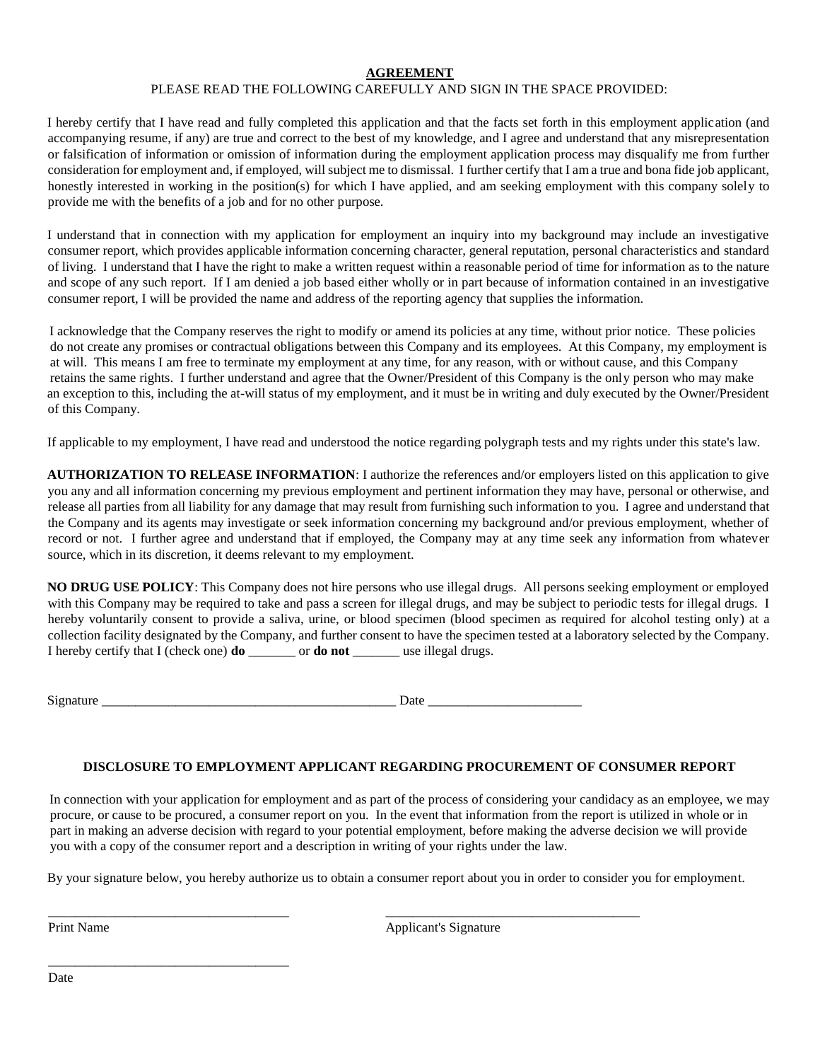## AGREEMENT

PLEASE READ THE FOLLOWING CAREFULLY AND SIGN IN THE SPACE PROVIDED:

I hereby certify that I have read and fully completed this application and that the facts set forth in this employment application (and accompanying resume, if any) are true and correct to the best of my knowledge, and I agree and understand that any misrepresentation or falsification of information or omission of information during the employment application process may disqualify me from further consideration for employment and, if employed, will subject me to dismissal. I further certify that I am a true and bona fide job applicant, honestly interested in working in the position(s) for which I have applied, and am seeking employment with this company solely to provide me with the benefits of a job and for no other purpose.

I understand that in connection with my application for employment an inquiry into my background may include an investigative consumer report, which provides applicable information concerning character, general reputation, personal characteristics and standard of living. I understand that I have the right to make a written request within a reasonable period of time for information as to the nature and scope of any such report. If I am denied a job based either wholly or in part because of information contained in an investigative consumer report, I will be provided the name and address of the reporting agency that supplies the information.

I acknowledge that the Company reserves the right to modify or amend its policies at any time, without prior notice. These policies do not create any promises or contractual obligations between this Company and its employees. At this Company, my employment is at will. This means I am free to terminate my employment at any time, for any reason, with or without cause, and this Company retains the same rights. I further understand and agree that the Owner/President of this Company is the only person who may make an exception to this, including the at-will status of my employment, and it must be in writing and duly executed by the Owner/President of this Company.

If applicable to my employment, I have read and understood the notice regarding polygraph tests and my rights under this state's law.

**AUTHORIZATION TO RELEASE INFORMATION**: I authorize the references and/or employers listed on this application to give you any and all information concerning my previous employment and pertinent information they may have, personal or otherwise, and release all parties from all liability for any damage that may result from furnishing such information to you. I agree and understand that the Company and its agents may investigate or seek information concerning my background and/or previous employment, whether of record or not. I further agree and understand that if employed, the Company may at any time seek any information from whatever source, which in its discretion, it deems relevant to my employment.

**NO DRUG USE POLICY**: This Company does not hire persons who use illegal drugs. All persons seeking employment or employed with this Company may be required to take and pass a screen for illegal drugs, and may be subject to periodic tests for illegal drugs. I hereby voluntarily consent to provide a saliva, urine, or blood specimen (blood specimen as required for alcohol testing only) at a collection facility designated by the Company, and further consent to have the specimen tested at a laboratory selected by the Company. I hereby certify that I (check one) **do** _______ or **do not** _______ use illegal drugs.

Signature _____________________________________________ Date _______________________

### DISCLOSURE TO EMPLOYMENT APPLICANT REGARDING PROCUREMENT OF CONSUMER REPORT

In connection with your application for employment and as part of the process of considering your candidacy as an employee, we may procure, or cause to be procured, a consumer report on you. In the event that information from the report is utilized in whole or in part in making an adverse decision with regard to your potential employment, before making the adverse decision we will provide you with a copy of the consumer report and a description in writing of your rights under the law.

By your signature below, you hereby authorize us to obtain a consumer report about you in order to consider you for employment.

_____________________________________ _______________________________________

Print Name Applicant's Signature

_____________________________________

Date